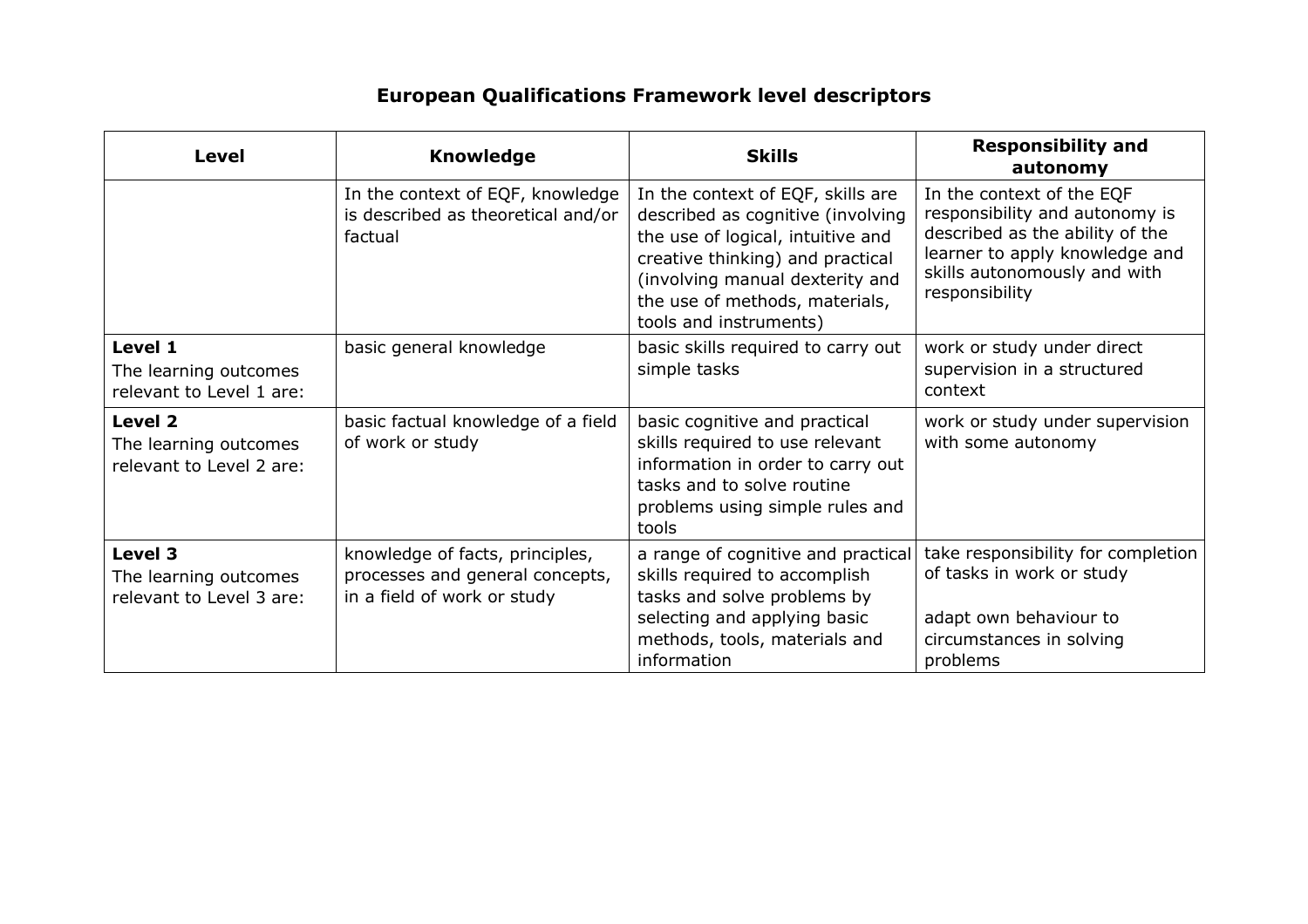# European Qualifications Framework level descriptors

| Level | Knowledge | Skills | Responsibility and autonomy |
|---|---|---|---|
| | In the context of EQF, knowledge is described as theoretical and/or factual | In the context of EQF, skills are described as cognitive (involving the use of logical, intuitive and creative thinking) and practical (involving manual dexterity and the use of methods, materials, tools and instruments) | In the context of the EQF responsibility and autonomy is described as the ability of the learner to apply knowledge and skills autonomously and with responsibility |
| **Level 1**<br>The learning outcomes relevant to Level 1 are: | basic general knowledge | basic skills required to carry out simple tasks | work or study under direct supervision in a structured context |
| **Level 2**<br>The learning outcomes relevant to Level 2 are: | basic factual knowledge of a field of work or study | basic cognitive and practical skills required to use relevant information in order to carry out tasks and to solve routine problems using simple rules and tools | work or study under supervision with some autonomy |
| **Level 3**<br>The learning outcomes relevant to Level 3 are: | knowledge of facts, principles, processes and general concepts, in a field of work or study | a range of cognitive and practical skills required to accomplish tasks and solve problems by selecting and applying basic methods, tools, materials and information | take responsibility for completion of tasks in work or study<br><br>adapt own behaviour to circumstances in solving problems |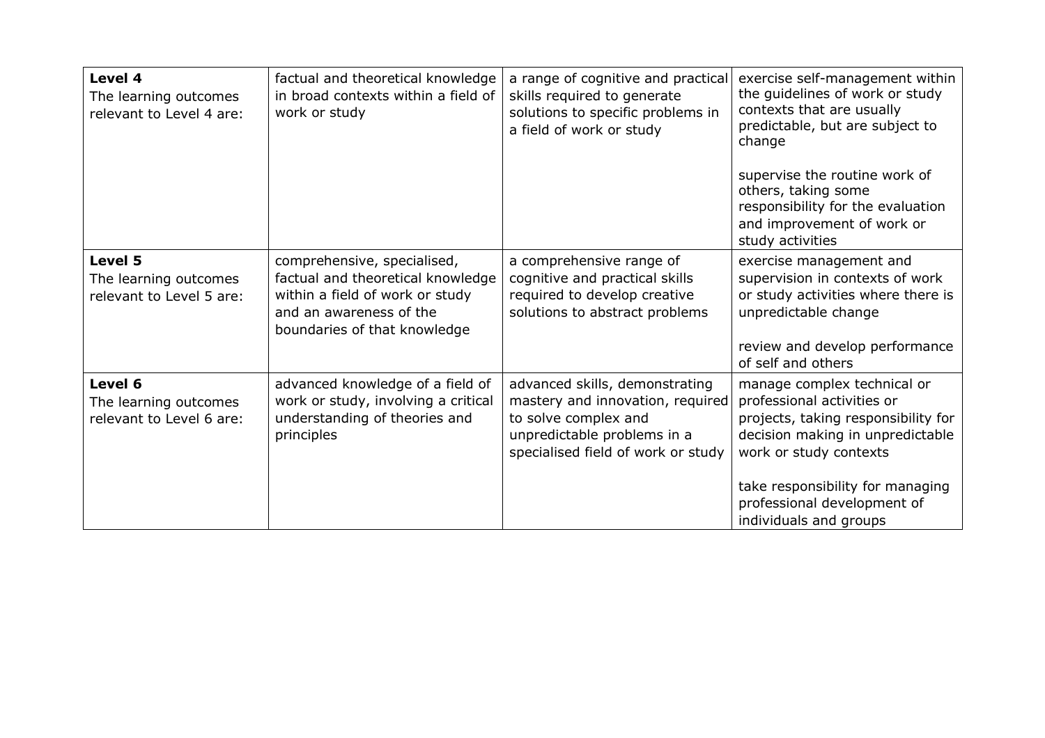| | | | |
|---|---|---|---|
| **Level 4**<br>The learning outcomes relevant to Level 4 are: | factual and theoretical knowledge in broad contexts within a field of work or study | a range of cognitive and practical skills required to generate solutions to specific problems in a field of work or study | exercise self-management within the guidelines of work or study contexts that are usually predictable, but are subject to change<br><br>supervise the routine work of others, taking some responsibility for the evaluation and improvement of work or study activities |
| **Level 5**<br>The learning outcomes relevant to Level 5 are: | comprehensive, specialised, factual and theoretical knowledge within a field of work or study and an awareness of the boundaries of that knowledge | a comprehensive range of cognitive and practical skills required to develop creative solutions to abstract problems | exercise management and supervision in contexts of work or study activities where there is unpredictable change<br><br>review and develop performance of self and others |
| **Level 6**<br>The learning outcomes relevant to Level 6 are: | advanced knowledge of a field of work or study, involving a critical understanding of theories and principles | advanced skills, demonstrating mastery and innovation, required to solve complex and unpredictable problems in a specialised field of work or study | manage complex technical or professional activities or projects, taking responsibility for decision making in unpredictable work or study contexts<br><br>take responsibility for managing professional development of individuals and groups |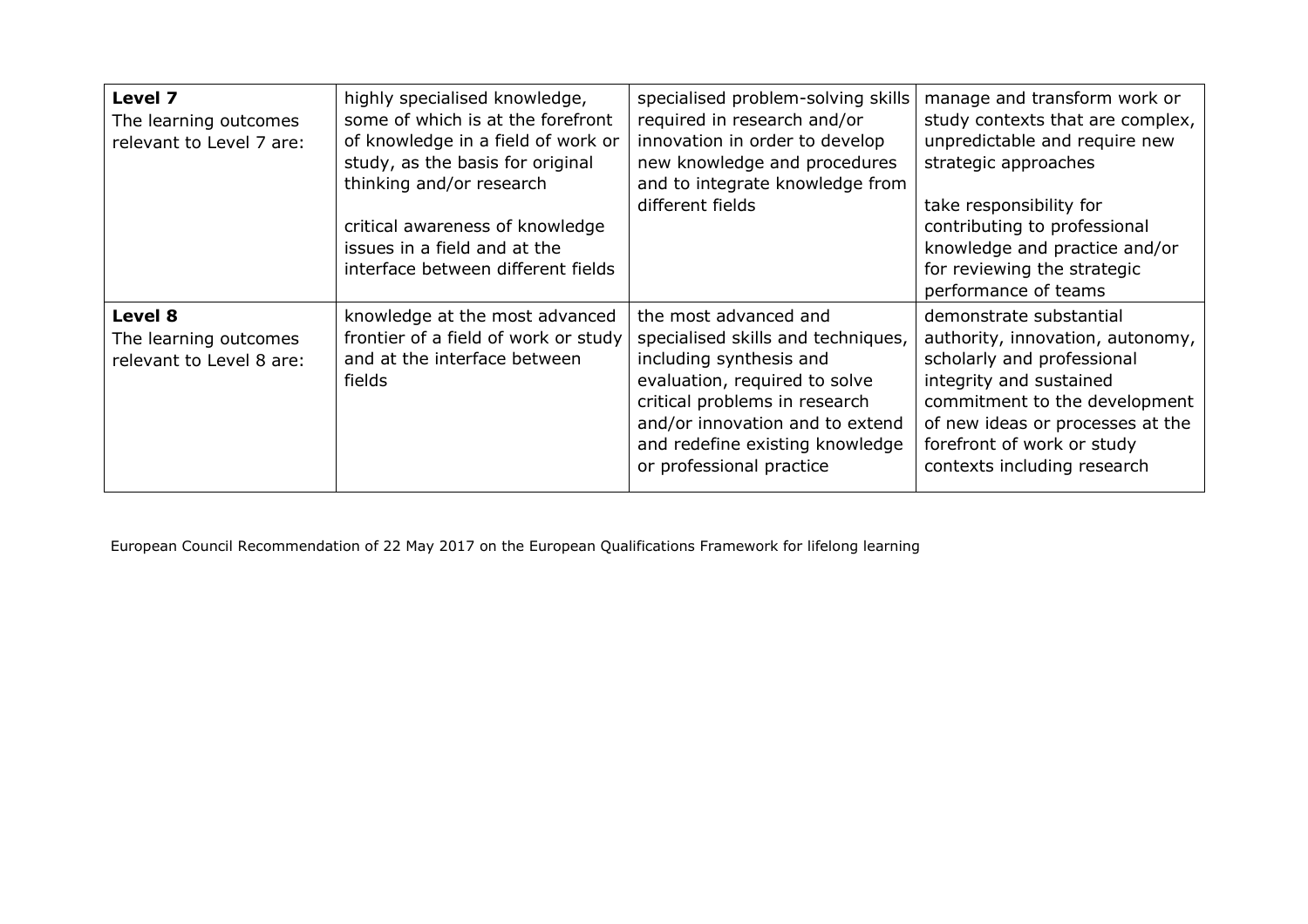| | | | |
|---|---|---|---|
| **Level 7**<br>The learning outcomes relevant to Level 7 are: | highly specialised knowledge, some of which is at the forefront of knowledge in a field of work or study, as the basis for original thinking and/or research<br><br>critical awareness of knowledge issues in a field and at the interface between different fields | specialised problem-solving skills required in research and/or innovation in order to develop new knowledge and procedures and to integrate knowledge from different fields | manage and transform work or study contexts that are complex, unpredictable and require new strategic approaches<br><br>take responsibility for contributing to professional knowledge and practice and/or for reviewing the strategic performance of teams |
| **Level 8**<br>The learning outcomes relevant to Level 8 are: | knowledge at the most advanced frontier of a field of work or study and at the interface between fields | the most advanced and specialised skills and techniques, including synthesis and evaluation, required to solve critical problems in research and/or innovation and to extend and redefine existing knowledge or professional practice | demonstrate substantial authority, innovation, autonomy, scholarly and professional integrity and sustained commitment to the development of new ideas or processes at the forefront of work or study contexts including research |

European Council Recommendation of 22 May 2017 on the European Qualifications Framework for lifelong learning